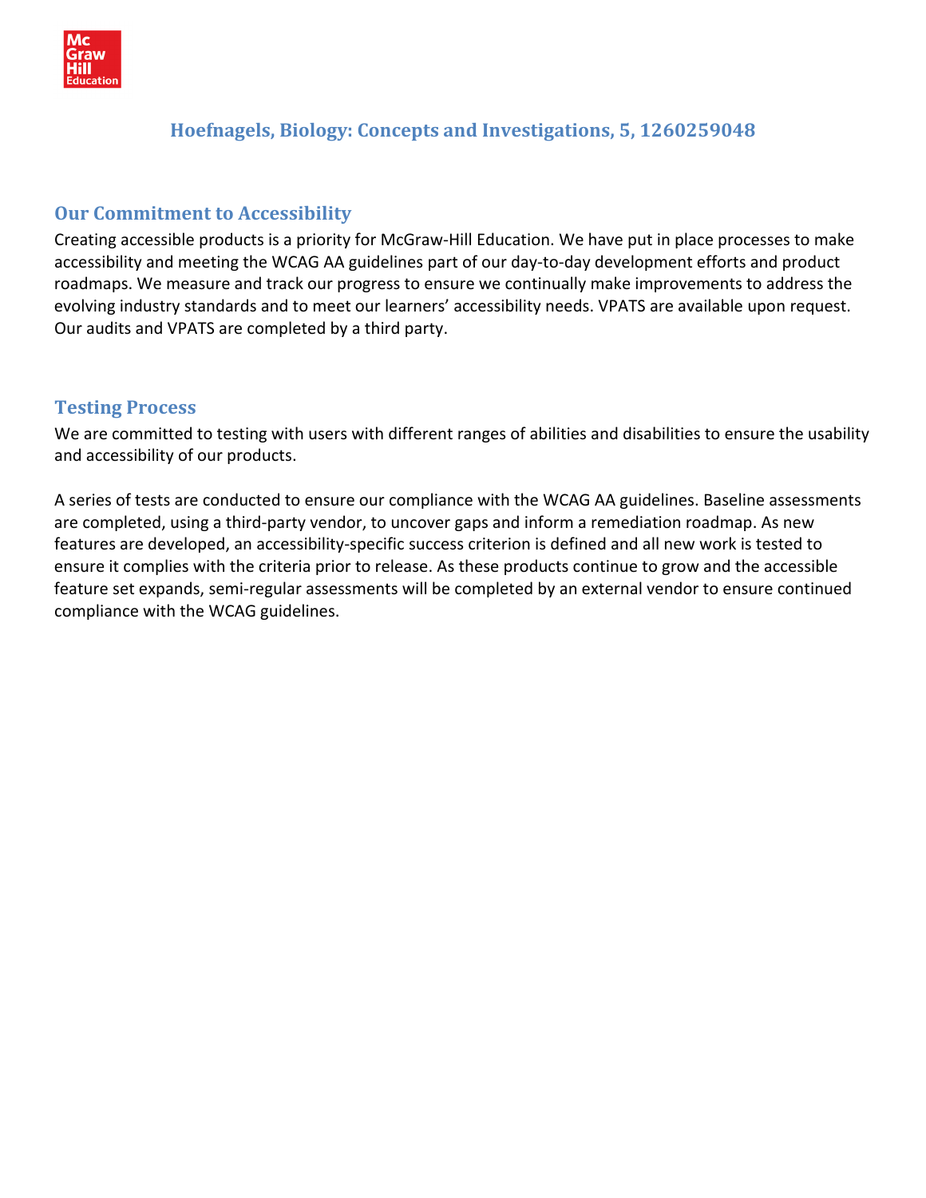# Hoefnagels, Biology: Concepts and Investigations, 5, 1260259048

## Our Commitment to Accessibility

Creating accessible products is a priority for McGraw-Hill Education. We have put in place processes to make accessibility and meeting the WCAG AA guidelines part of our day-to-day development efforts and product roadmaps. We measure and track our progress to ensure we continually make improvements to address the evolving industry standards and to meet our learners' accessibility needs. VPATS are available upon request. Our audits and VPATS are completed by a third party.

## Testing Process

We are committed to testing with users with different ranges of abilities and disabilities to ensure the usability and accessibility of our products.

A series of tests are conducted to ensure our compliance with the WCAG AA guidelines. Baseline assessments are completed, using a third-party vendor, to uncover gaps and inform a remediation roadmap. As new features are developed, an accessibility-specific success criterion is defined and all new work is tested to ensure it complies with the criteria prior to release. As these products continue to grow and the accessible feature set expands, semi-regular assessments will be completed by an external vendor to ensure continued compliance with the WCAG guidelines.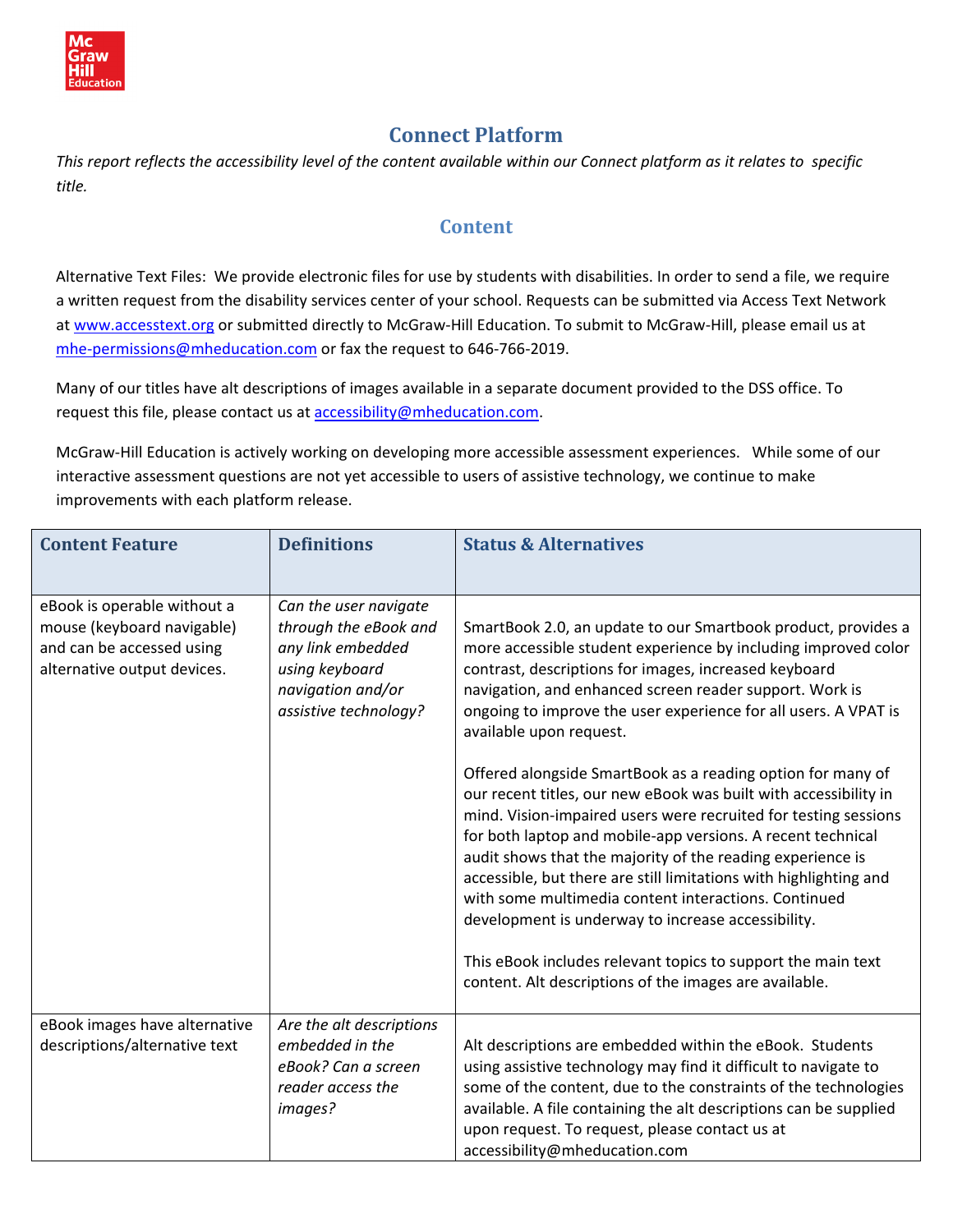## Connect Platform

*This report reflects the accessibility level of the content available within our Connect platform as it relates to specific title.*

### Content

Alternative Text Files: We provide electronic files for use by students with disabilities. In order to send a file, we require a written request from the disability services center of your school. Requests can be submitted via Access Text Network at [www.accesstext.org](www.accesstext.org) or submitted directly to McGraw-Hill Education. To submit to McGraw-Hill, please email us at [mhe-permissions@mheducation.com](mailto:mhe-permissions@mheducation.com) or fax the request to 646-766-2019.

Many of our titles have alt descriptions of images available in a separate document provided to the DSS office. To request this file, please contact us at [accessibility@mheducation.com](mailto:accessibility@mheducation.com).

McGraw-Hill Education is actively working on developing more accessible assessment experiences. While some of our interactive assessment questions are not yet accessible to users of assistive technology, we continue to make improvements with each platform release.

| Content Feature | Definitions | Status & Alternatives |
|---|---|---|
| eBook is operable without a mouse (keyboard navigable) and can be accessed using alternative output devices. | *Can the user navigate through the eBook and any link embedded using keyboard navigation and/or assistive technology?* | SmartBook 2.0, an update to our Smartbook product, provides a more accessible student experience by including improved color contrast, descriptions for images, increased keyboard navigation, and enhanced screen reader support. Work is ongoing to improve the user experience for all users. A VPAT is available upon request.<br><br>Offered alongside SmartBook as a reading option for many of our recent titles, our new eBook was built with accessibility in mind. Vision-impaired users were recruited for testing sessions for both laptop and mobile-app versions. A recent technical audit shows that the majority of the reading experience is accessible, but there are still limitations with highlighting and with some multimedia content interactions. Continued development is underway to increase accessibility.<br><br>This eBook includes relevant topics to support the main text content. Alt descriptions of the images are available. |
| eBook images have alternative descriptions/alternative text | *Are the alt descriptions embedded in the eBook? Can a screen reader access the images?* | Alt descriptions are embedded within the eBook. Students using assistive technology may find it difficult to navigate to some of the content, due to the constraints of the technologies available. A file containing the alt descriptions can be supplied upon request. To request, please contact us at accessibility@mheducation.com |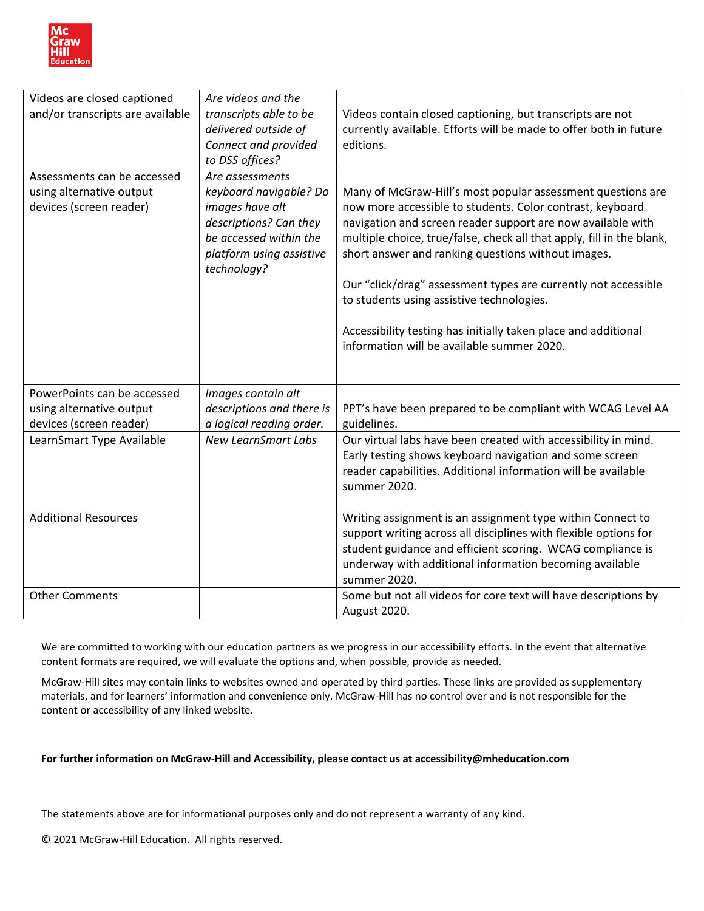| | | |
|---|---|---|
| Videos are closed captioned and/or transcripts are available | *Are videos and the transcripts able to be delivered outside of Connect and provided to DSS offices?* | Videos contain closed captioning, but transcripts are not currently available. Efforts will be made to offer both in future editions. |
| Assessments can be accessed using alternative output devices (screen reader) | *Are assessments keyboard navigable? Do images have alt descriptions? Can they be accessed within the platform using assistive technology?* | Many of McGraw-Hill's most popular assessment questions are now more accessible to students. Color contrast, keyboard navigation and screen reader support are now available with multiple choice, true/false, check all that apply, fill in the blank, short answer and ranking questions without images.<br><br>Our "click/drag" assessment types are currently not accessible to students using assistive technologies.<br><br>Accessibility testing has initially taken place and additional information will be available summer 2020. |
| PowerPoints can be accessed using alternative output devices (screen reader) | *Images contain alt descriptions and there is a logical reading order.* | PPT's have been prepared to be compliant with WCAG Level AA guidelines. |
| LearnSmart Type Available | *New LearnSmart Labs* | Our virtual labs have been created with accessibility in mind. Early testing shows keyboard navigation and some screen reader capabilities. Additional information will be available summer 2020. |
| Additional Resources | | Writing assignment is an assignment type within Connect to support writing across all disciplines with flexible options for student guidance and efficient scoring. WCAG compliance is underway with additional information becoming available summer 2020. |
| Other Comments | | Some but not all videos for core text will have descriptions by August 2020. |

We are committed to working with our education partners as we progress in our accessibility efforts. In the event that alternative content formats are required, we will evaluate the options and, when possible, provide as needed.

McGraw-Hill sites may contain links to websites owned and operated by third parties. These links are provided as supplementary materials, and for learners' information and convenience only. McGraw-Hill has no control over and is not responsible for the content or accessibility of any linked website.

**For further information on McGraw-Hill and Accessibility, please contact us at accessibility@mheducation.com**

The statements above are for informational purposes only and do not represent a warranty of any kind.

© 2021 McGraw-Hill Education. All rights reserved.